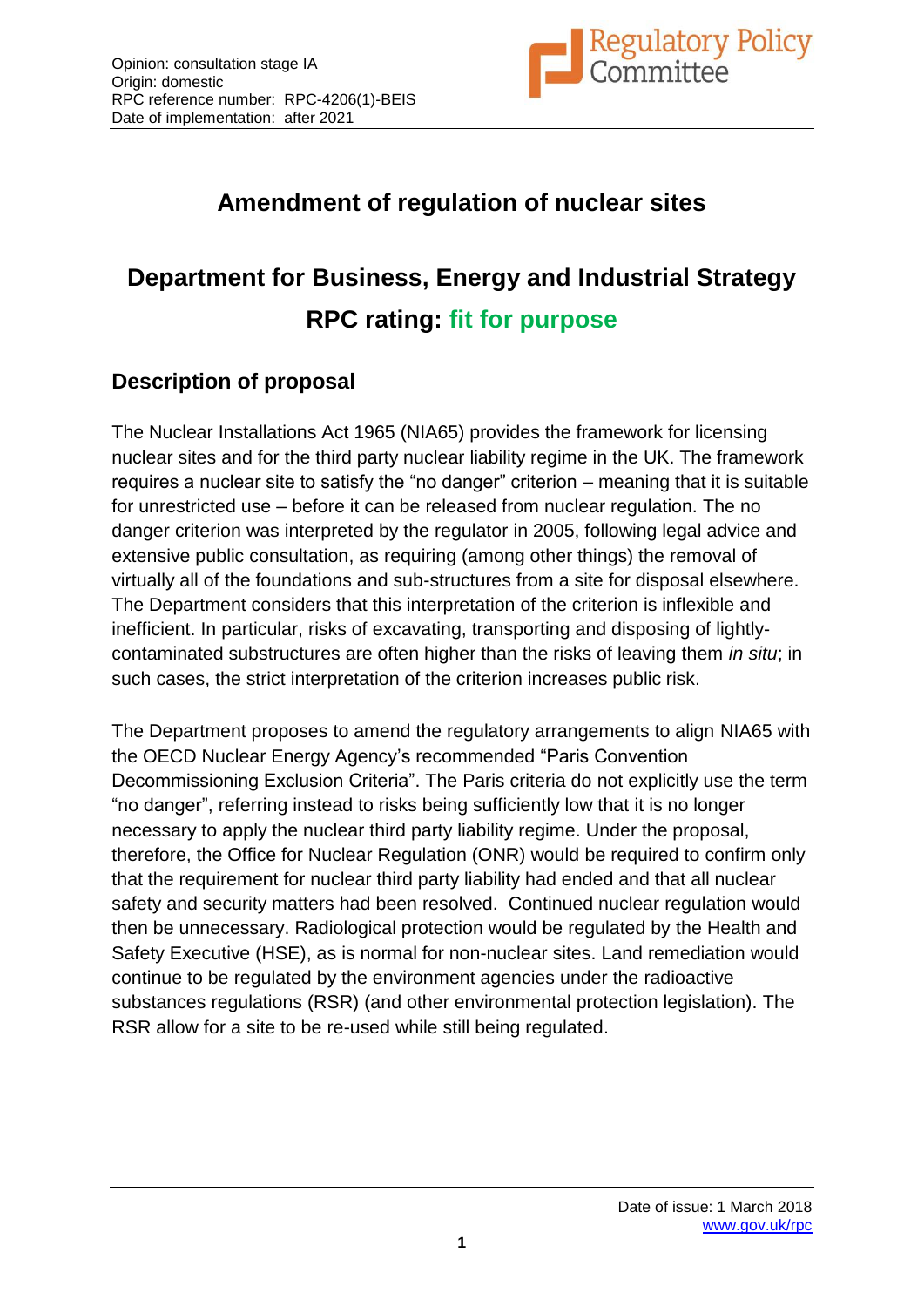Opinion: consultation stage IA
Origin: domestic
RPC reference number: RPC-4206(1)-BEIS
Date of implementation: after 2021

# Amendment of regulation of nuclear sites

# Department for Business, Energy and Industrial Strategy

## RPC rating: fit for purpose

## Description of proposal

The Nuclear Installations Act 1965 (NIA65) provides the framework for licensing nuclear sites and for the third party nuclear liability regime in the UK. The framework requires a nuclear site to satisfy the "no danger" criterion – meaning that it is suitable for unrestricted use – before it can be released from nuclear regulation. The no danger criterion was interpreted by the regulator in 2005, following legal advice and extensive public consultation, as requiring (among other things) the removal of virtually all of the foundations and sub-structures from a site for disposal elsewhere. The Department considers that this interpretation of the criterion is inflexible and inefficient. In particular, risks of excavating, transporting and disposing of lightly-contaminated substructures are often higher than the risks of leaving them *in situ*; in such cases, the strict interpretation of the criterion increases public risk.

The Department proposes to amend the regulatory arrangements to align NIA65 with the OECD Nuclear Energy Agency's recommended "Paris Convention Decommissioning Exclusion Criteria". The Paris criteria do not explicitly use the term "no danger", referring instead to risks being sufficiently low that it is no longer necessary to apply the nuclear third party liability regime. Under the proposal, therefore, the Office for Nuclear Regulation (ONR) would be required to confirm only that the requirement for nuclear third party liability had ended and that all nuclear safety and security matters had been resolved. Continued nuclear regulation would then be unnecessary. Radiological protection would be regulated by the Health and Safety Executive (HSE), as is normal for non-nuclear sites. Land remediation would continue to be regulated by the environment agencies under the radioactive substances regulations (RSR) (and other environmental protection legislation). The RSR allow for a site to be re-used while still being regulated.

Date of issue: 1 March 2018
www.gov.uk/rpc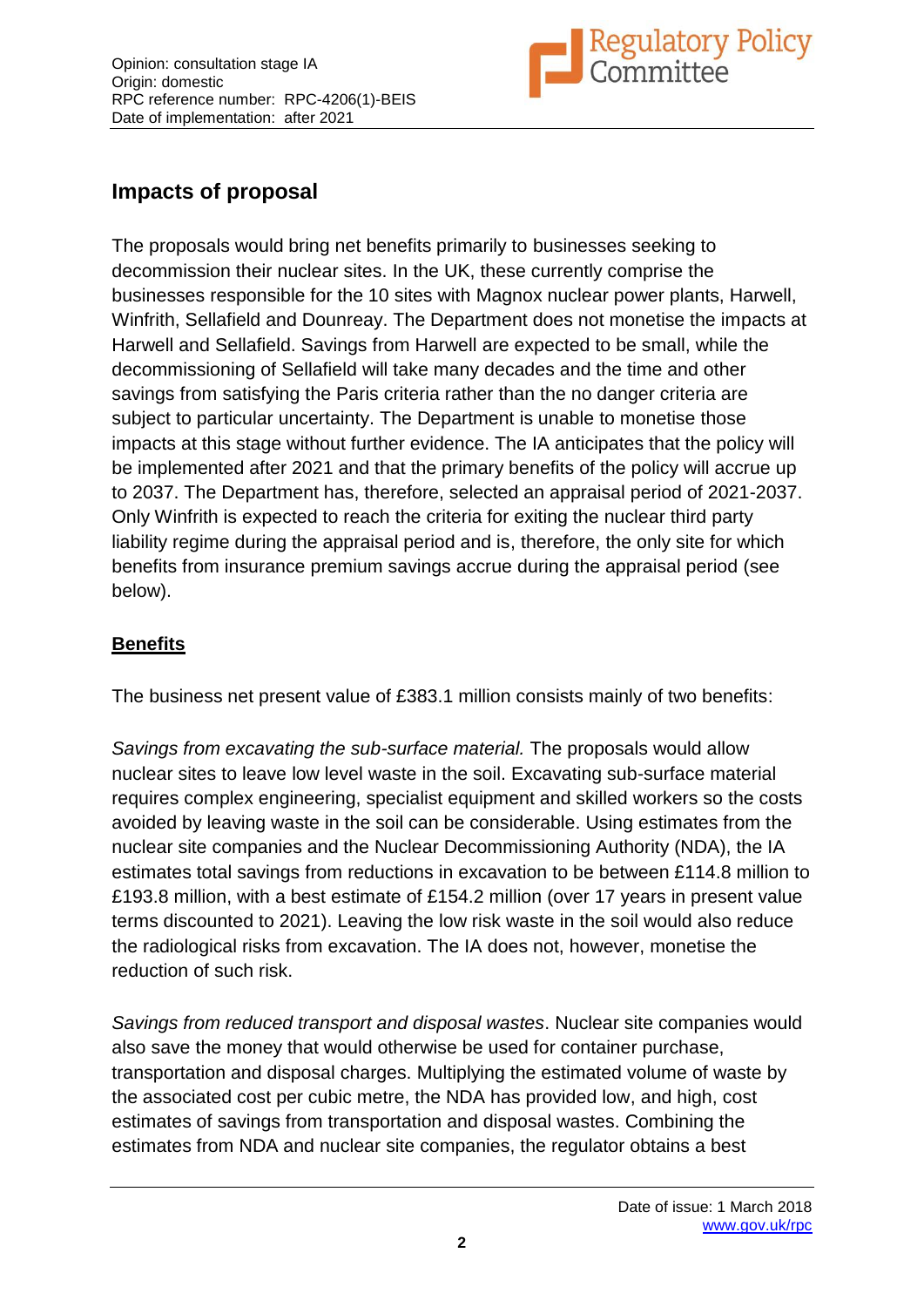## Impacts of proposal

The proposals would bring net benefits primarily to businesses seeking to decommission their nuclear sites. In the UK, these currently comprise the businesses responsible for the 10 sites with Magnox nuclear power plants, Harwell, Winfrith, Sellafield and Dounreay. The Department does not monetise the impacts at Harwell and Sellafield. Savings from Harwell are expected to be small, while the decommissioning of Sellafield will take many decades and the time and other savings from satisfying the Paris criteria rather than the no danger criteria are subject to particular uncertainty. The Department is unable to monetise those impacts at this stage without further evidence. The IA anticipates that the policy will be implemented after 2021 and that the primary benefits of the policy will accrue up to 2037. The Department has, therefore, selected an appraisal period of 2021-2037. Only Winfrith is expected to reach the criteria for exiting the nuclear third party liability regime during the appraisal period and is, therefore, the only site for which benefits from insurance premium savings accrue during the appraisal period (see below).

**Benefits**

The business net present value of £383.1 million consists mainly of two benefits:

*Savings from excavating the sub-surface material.* The proposals would allow nuclear sites to leave low level waste in the soil. Excavating sub-surface material requires complex engineering, specialist equipment and skilled workers so the costs avoided by leaving waste in the soil can be considerable. Using estimates from the nuclear site companies and the Nuclear Decommissioning Authority (NDA), the IA estimates total savings from reductions in excavation to be between £114.8 million to £193.8 million, with a best estimate of £154.2 million (over 17 years in present value terms discounted to 2021). Leaving the low risk waste in the soil would also reduce the radiological risks from excavation. The IA does not, however, monetise the reduction of such risk.

*Savings from reduced transport and disposal wastes*. Nuclear site companies would also save the money that would otherwise be used for container purchase, transportation and disposal charges. Multiplying the estimated volume of waste by the associated cost per cubic metre, the NDA has provided low, and high, cost estimates of savings from transportation and disposal wastes. Combining the estimates from NDA and nuclear site companies, the regulator obtains a best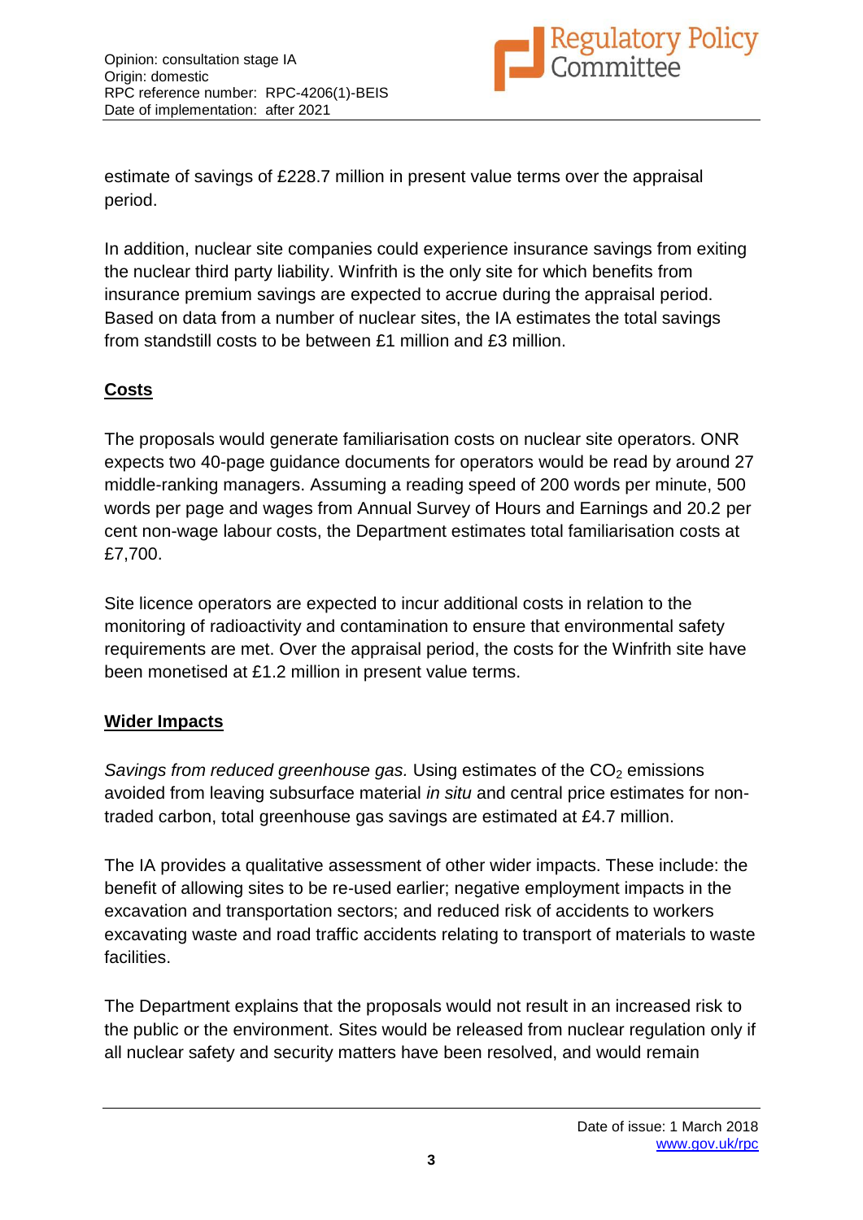estimate of savings of £228.7 million in present value terms over the appraisal period.

In addition, nuclear site companies could experience insurance savings from exiting the nuclear third party liability. Winfrith is the only site for which benefits from insurance premium savings are expected to accrue during the appraisal period. Based on data from a number of nuclear sites, the IA estimates the total savings from standstill costs to be between £1 million and £3 million.

**Costs**

The proposals would generate familiarisation costs on nuclear site operators. ONR expects two 40-page guidance documents for operators would be read by around 27 middle-ranking managers. Assuming a reading speed of 200 words per minute, 500 words per page and wages from Annual Survey of Hours and Earnings and 20.2 per cent non-wage labour costs, the Department estimates total familiarisation costs at £7,700.

Site licence operators are expected to incur additional costs in relation to the monitoring of radioactivity and contamination to ensure that environmental safety requirements are met. Over the appraisal period, the costs for the Winfrith site have been monetised at £1.2 million in present value terms.

**Wider Impacts**

*Savings from reduced greenhouse gas.* Using estimates of the $CO_2$ emissions avoided from leaving subsurface material *in situ* and central price estimates for non-traded carbon, total greenhouse gas savings are estimated at £4.7 million.

The IA provides a qualitative assessment of other wider impacts. These include: the benefit of allowing sites to be re-used earlier; negative employment impacts in the excavation and transportation sectors; and reduced risk of accidents to workers excavating waste and road traffic accidents relating to transport of materials to waste facilities.

The Department explains that the proposals would not result in an increased risk to the public or the environment. Sites would be released from nuclear regulation only if all nuclear safety and security matters have been resolved, and would remain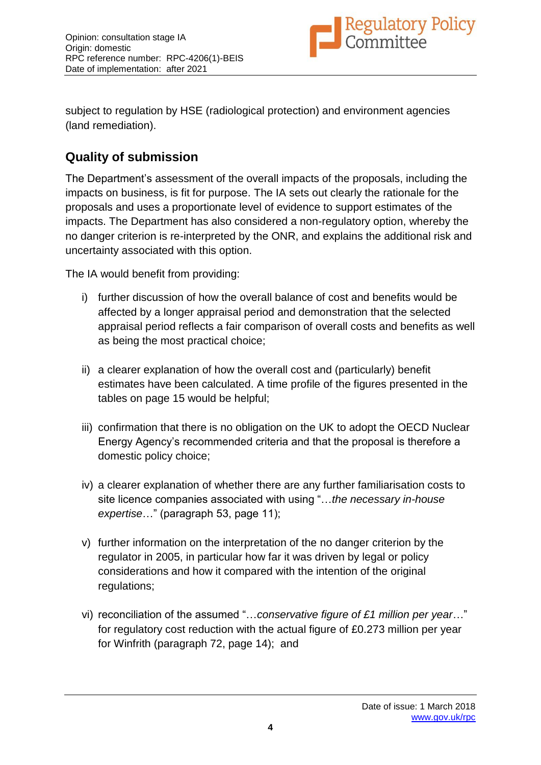subject to regulation by HSE (radiological protection) and environment agencies (land remediation).

## Quality of submission

The Department's assessment of the overall impacts of the proposals, including the impacts on business, is fit for purpose. The IA sets out clearly the rationale for the proposals and uses a proportionate level of evidence to support estimates of the impacts. The Department has also considered a non-regulatory option, whereby the no danger criterion is re-interpreted by the ONR, and explains the additional risk and uncertainty associated with this option.

The IA would benefit from providing:

i) further discussion of how the overall balance of cost and benefits would be affected by a longer appraisal period and demonstration that the selected appraisal period reflects a fair comparison of overall costs and benefits as well as being the most practical choice;

ii) a clearer explanation of how the overall cost and (particularly) benefit estimates have been calculated. A time profile of the figures presented in the tables on page 15 would be helpful;

iii) confirmation that there is no obligation on the UK to adopt the OECD Nuclear Energy Agency's recommended criteria and that the proposal is therefore a domestic policy choice;

iv) a clearer explanation of whether there are any further familiarisation costs to site licence companies associated with using "*…the necessary in-house expertise*…" (paragraph 53, page 11);

v) further information on the interpretation of the no danger criterion by the regulator in 2005, in particular how far it was driven by legal or policy considerations and how it compared with the intention of the original regulations;

vi) reconciliation of the assumed "*…conservative figure of £1 million per year*…" for regulatory cost reduction with the actual figure of £0.273 million per year for Winfrith (paragraph 72, page 14); and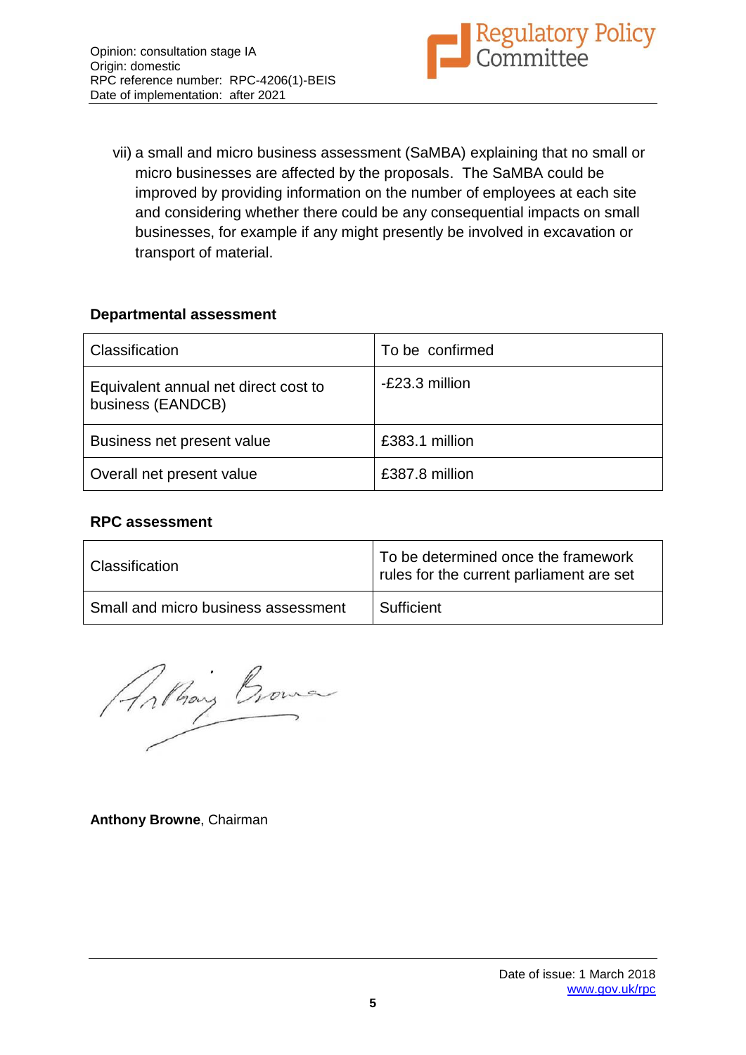vii) a small and micro business assessment (SaMBA) explaining that no small or micro businesses are affected by the proposals. The SaMBA could be improved by providing information on the number of employees at each site and considering whether there could be any consequential impacts on small businesses, for example if any might presently be involved in excavation or transport of material.

**Departmental assessment**

| | |
|---|---|
| Classification | To be confirmed |
| Equivalent annual net direct cost to business (EANDCB) | -£23.3 million |
| Business net present value | £383.1 million |
| Overall net present value | £387.8 million |

**RPC assessment**

| | |
|---|---|
| Classification | To be determined once the framework rules for the current parliament are set |
| Small and micro business assessment | Sufficient |

**Anthony Browne**, Chairman